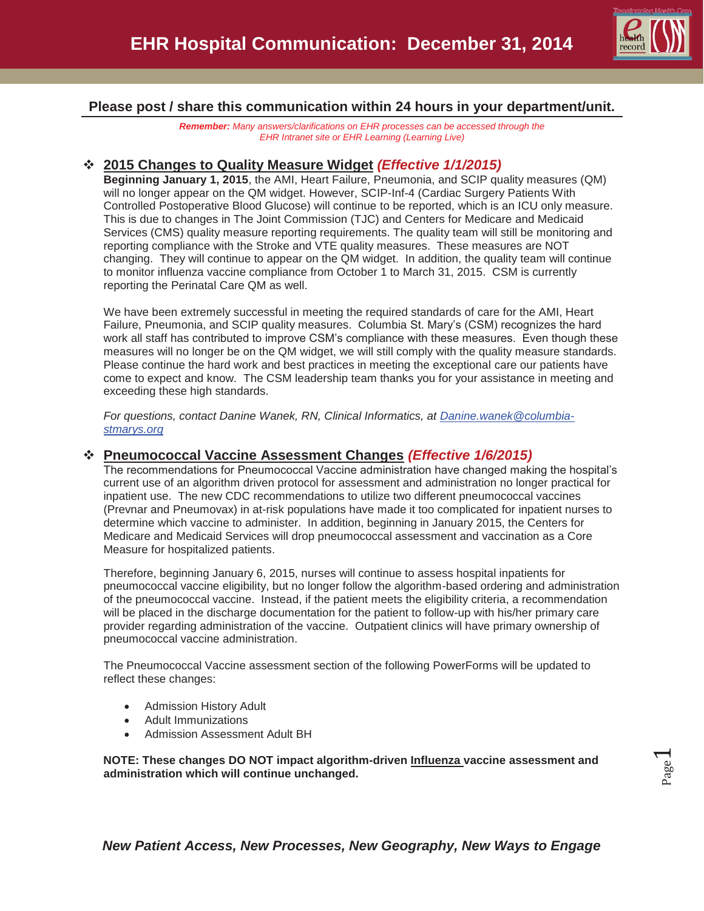# EHR Hospital Communication: December 31, 2014

**Please post / share this communication within 24 hours in your department/unit.**

***Remember:*** *Many answers/clarifications on EHR processes can be accessed through the EHR Intranet site or EHR Learning (Learning Live)*

## 2015 Changes to Quality Measure Widget *(Effective 1/1/2015)*

**Beginning January 1, 2015**, the AMI, Heart Failure, Pneumonia, and SCIP quality measures (QM) will no longer appear on the QM widget. However, SCIP-Inf-4 (Cardiac Surgery Patients With Controlled Postoperative Blood Glucose) will continue to be reported, which is an ICU only measure. This is due to changes in The Joint Commission (TJC) and Centers for Medicare and Medicaid Services (CMS) quality measure reporting requirements. The quality team will still be monitoring and reporting compliance with the Stroke and VTE quality measures. These measures are NOT changing. They will continue to appear on the QM widget. In addition, the quality team will continue to monitor influenza vaccine compliance from October 1 to March 31, 2015. CSM is currently reporting the Perinatal Care QM as well.

We have been extremely successful in meeting the required standards of care for the AMI, Heart Failure, Pneumonia, and SCIP quality measures. Columbia St. Mary's (CSM) recognizes the hard work all staff has contributed to improve CSM's compliance with these measures. Even though these measures will no longer be on the QM widget, we will still comply with the quality measure standards. Please continue the hard work and best practices in meeting the exceptional care our patients have come to expect and know. The CSM leadership team thanks you for your assistance in meeting and exceeding these high standards.

*For questions, contact Danine Wanek, RN, Clinical Informatics, at Danine.wanek@columbia-stmarys.org*

## Pneumococcal Vaccine Assessment Changes *(Effective 1/6/2015)*

The recommendations for Pneumococcal Vaccine administration have changed making the hospital's current use of an algorithm driven protocol for assessment and administration no longer practical for inpatient use. The new CDC recommendations to utilize two different pneumococcal vaccines (Prevnar and Pneumovax) in at-risk populations have made it too complicated for inpatient nurses to determine which vaccine to administer. In addition, beginning in January 2015, the Centers for Medicare and Medicaid Services will drop pneumococcal assessment and vaccination as a Core Measure for hospitalized patients.

Therefore, beginning January 6, 2015, nurses will continue to assess hospital inpatients for pneumococcal vaccine eligibility, but no longer follow the algorithm-based ordering and administration of the pneumococcal vaccine. Instead, if the patient meets the eligibility criteria, a recommendation will be placed in the discharge documentation for the patient to follow-up with his/her primary care provider regarding administration of the vaccine. Outpatient clinics will have primary ownership of pneumococcal vaccine administration.

The Pneumococcal Vaccine assessment section of the following PowerForms will be updated to reflect these changes:

- Admission History Adult
- Adult Immunizations
- Admission Assessment Adult BH

**NOTE: These changes DO NOT impact algorithm-driven Influenza vaccine assessment and administration which will continue unchanged.**

***New Patient Access, New Processes, New Geography, New Ways to Engage***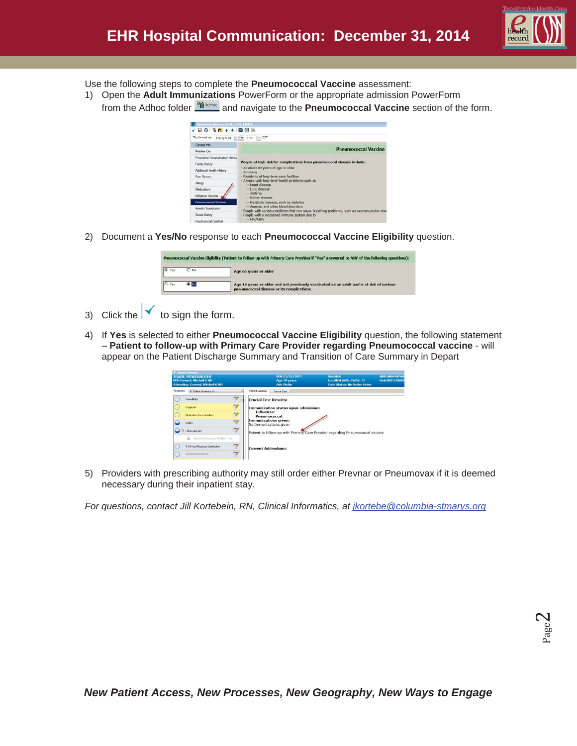Use the following steps to complete the **Pneumococcal Vaccine** assessment:

1) Open the **Adult Immunizations** PowerForm or the appropriate admission PowerForm from the Adhoc folder and navigate to the **Pneumococcal Vaccine** section of the form.

2) Document a **Yes/No** response to each **Pneumococcal Vaccine Eligibility** question.

3) Click the to sign the form.

4) If **Yes** is selected to either **Pneumococcal Vaccine Eligibility** question, the following statement – **Patient to follow-up with Primary Care Provider regarding Pneumococcal vaccine** - will appear on the Patient Discharge Summary and Transition of Care Summary in Depart

5) Providers with prescribing authority may still order either Prevnar or Pneumovax if it is deemed necessary during their inpatient stay.

*For questions, contact Jill Kortebein, RN, Clinical Informatics, at [jkortebe@columbia-stmarys.org](mailto:jkortebe@columbia-stmarys.org)*